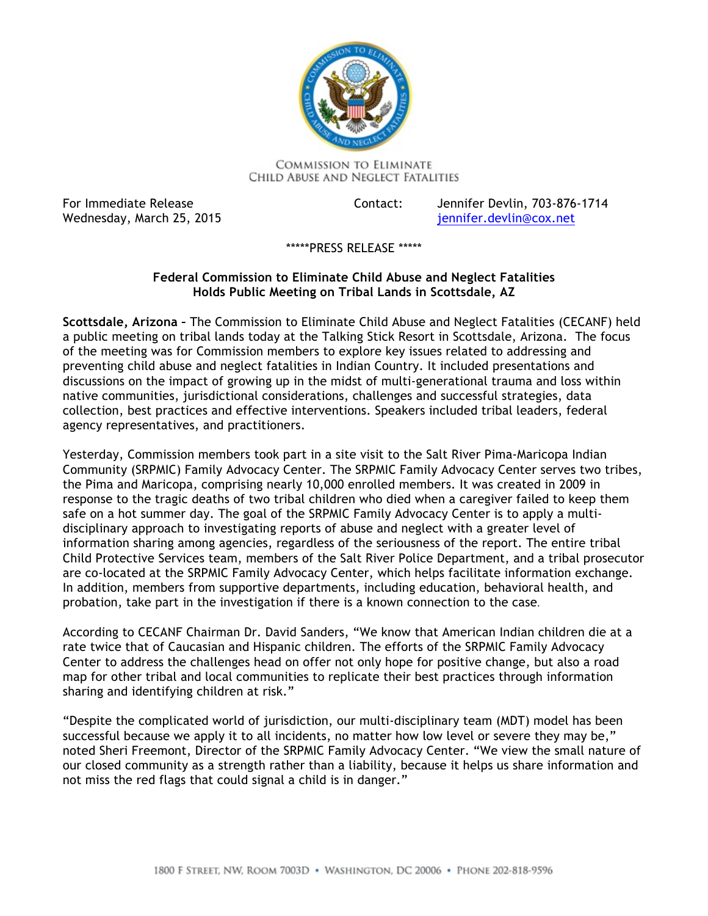COMMISSION TO ELIMINATE
CHILD ABUSE AND NEGLECT FATALITIES

For Immediate Release
Wednesday, March 25, 2015

Contact: Jennifer Devlin, 703-876-1714
jennifer.devlin@cox.net

*****PRESS RELEASE *****

**Federal Commission to Eliminate Child Abuse and Neglect Fatalities Holds Public Meeting on Tribal Lands in Scottsdale, AZ**

**Scottsdale, Arizona** – The Commission to Eliminate Child Abuse and Neglect Fatalities (CECANF) held a public meeting on tribal lands today at the Talking Stick Resort in Scottsdale, Arizona. The focus of the meeting was for Commission members to explore key issues related to addressing and preventing child abuse and neglect fatalities in Indian Country. It included presentations and discussions on the impact of growing up in the midst of multi-generational trauma and loss within native communities, jurisdictional considerations, challenges and successful strategies, data collection, best practices and effective interventions. Speakers included tribal leaders, federal agency representatives, and practitioners.

Yesterday, Commission members took part in a site visit to the Salt River Pima-Maricopa Indian Community (SRPMIC) Family Advocacy Center. The SRPMIC Family Advocacy Center serves two tribes, the Pima and Maricopa, comprising nearly 10,000 enrolled members. It was created in 2009 in response to the tragic deaths of two tribal children who died when a caregiver failed to keep them safe on a hot summer day. The goal of the SRPMIC Family Advocacy Center is to apply a multi-disciplinary approach to investigating reports of abuse and neglect with a greater level of information sharing among agencies, regardless of the seriousness of the report. The entire tribal Child Protective Services team, members of the Salt River Police Department, and a tribal prosecutor are co-located at the SRPMIC Family Advocacy Center, which helps facilitate information exchange. In addition, members from supportive departments, including education, behavioral health, and probation, take part in the investigation if there is a known connection to the case.

According to CECANF Chairman Dr. David Sanders, “We know that American Indian children die at a rate twice that of Caucasian and Hispanic children. The efforts of the SRPMIC Family Advocacy Center to address the challenges head on offer not only hope for positive change, but also a road map for other tribal and local communities to replicate their best practices through information sharing and identifying children at risk.”

“Despite the complicated world of jurisdiction, our multi-disciplinary team (MDT) model has been successful because we apply it to all incidents, no matter how low level or severe they may be,” noted Sheri Freemont, Director of the SRPMIC Family Advocacy Center. “We view the small nature of our closed community as a strength rather than a liability, because it helps us share information and not miss the red flags that could signal a child is in danger.”

1800 F STREET, NW, ROOM 7003D • WASHINGTON, DC 20006 • PHONE 202-818-9596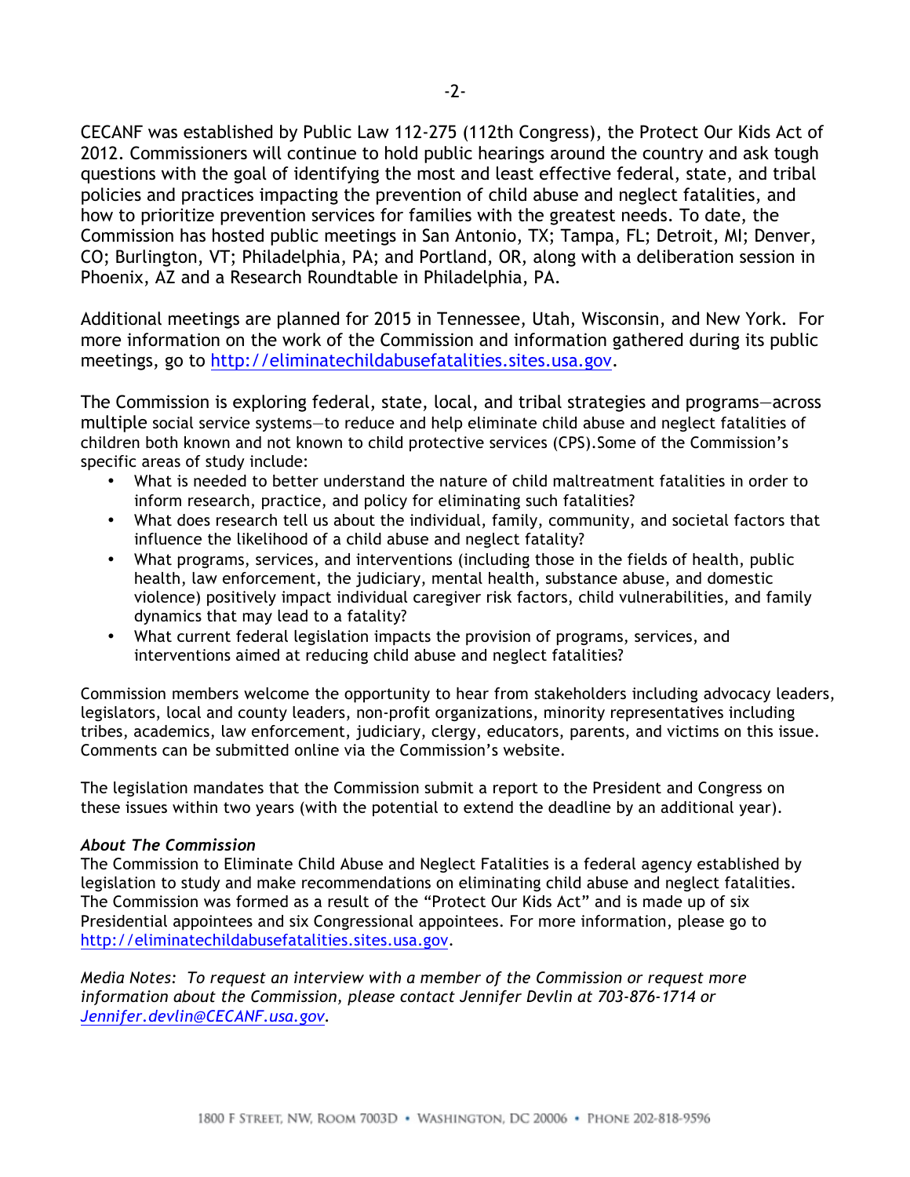CECANF was established by Public Law 112-275 (112th Congress), the Protect Our Kids Act of 2012. Commissioners will continue to hold public hearings around the country and ask tough questions with the goal of identifying the most and least effective federal, state, and tribal policies and practices impacting the prevention of child abuse and neglect fatalities, and how to prioritize prevention services for families with the greatest needs. To date, the Commission has hosted public meetings in San Antonio, TX; Tampa, FL; Detroit, MI; Denver, CO; Burlington, VT; Philadelphia, PA; and Portland, OR, along with a deliberation session in Phoenix, AZ and a Research Roundtable in Philadelphia, PA.

Additional meetings are planned for 2015 in Tennessee, Utah, Wisconsin, and New York. For more information on the work of the Commission and information gathered during its public meetings, go to http://eliminatechildabusefatalities.sites.usa.gov.

The Commission is exploring federal, state, local, and tribal strategies and programs—across multiple social service systems—to reduce and help eliminate child abuse and neglect fatalities of children both known and not known to child protective services (CPS).Some of the Commission's specific areas of study include:

- What is needed to better understand the nature of child maltreatment fatalities in order to inform research, practice, and policy for eliminating such fatalities?
- What does research tell us about the individual, family, community, and societal factors that influence the likelihood of a child abuse and neglect fatality?
- What programs, services, and interventions (including those in the fields of health, public health, law enforcement, the judiciary, mental health, substance abuse, and domestic violence) positively impact individual caregiver risk factors, child vulnerabilities, and family dynamics that may lead to a fatality?
- What current federal legislation impacts the provision of programs, services, and interventions aimed at reducing child abuse and neglect fatalities?

Commission members welcome the opportunity to hear from stakeholders including advocacy leaders, legislators, local and county leaders, non-profit organizations, minority representatives including tribes, academics, law enforcement, judiciary, clergy, educators, parents, and victims on this issue. Comments can be submitted online via the Commission's website.

The legislation mandates that the Commission submit a report to the President and Congress on these issues within two years (with the potential to extend the deadline by an additional year).

***About The Commission***

The Commission to Eliminate Child Abuse and Neglect Fatalities is a federal agency established by legislation to study and make recommendations on eliminating child abuse and neglect fatalities. The Commission was formed as a result of the "Protect Our Kids Act" and is made up of six Presidential appointees and six Congressional appointees. For more information, please go to http://eliminatechildabusefatalities.sites.usa.gov.

*Media Notes: To request an interview with a member of the Commission or request more information about the Commission, please contact Jennifer Devlin at 703-876-1714 or Jennifer.devlin@CECANF.usa.gov.*

1800 F Street, NW, Room 7003D • Washington, DC 20006 • Phone 202-818-9596